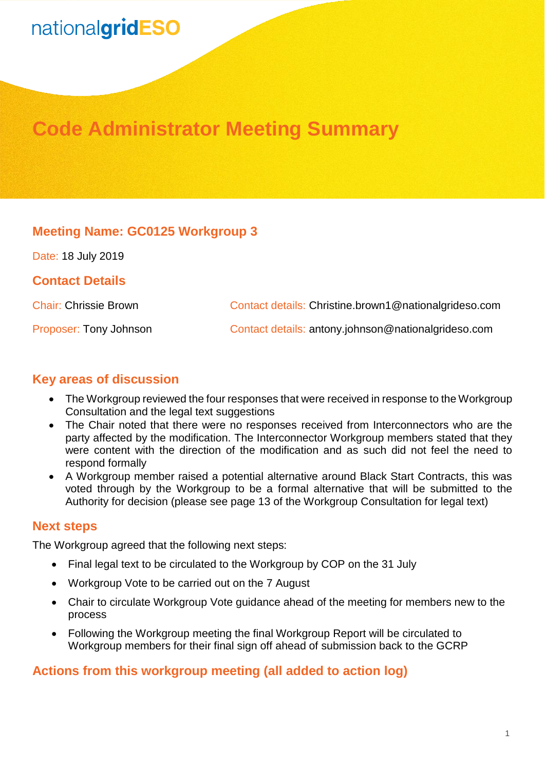nationalgridESO

# Code Administrator Meeting Summary

## Meeting Name: GC0125 Workgroup 3

Date: 18 July 2019

## Contact Details

Chair: Chrissie Brown — Contact details: Christine.brown1@nationalgrideso.com

Proposer: Tony Johnson — Contact details: antony.johnson@nationalgrideso.com

## Key areas of discussion

- The Workgroup reviewed the four responses that were received in response to the Workgroup Consultation and the legal text suggestions
- The Chair noted that there were no responses received from Interconnectors who are the party affected by the modification. The Interconnector Workgroup members stated that they were content with the direction of the modification and as such did not feel the need to respond formally
- A Workgroup member raised a potential alternative around Black Start Contracts, this was voted through by the Workgroup to be a formal alternative that will be submitted to the Authority for decision (please see page 13 of the Workgroup Consultation for legal text)

## Next steps

The Workgroup agreed that the following next steps:

- Final legal text to be circulated to the Workgroup by COP on the 31 July
- Workgroup Vote to be carried out on the 7 August
- Chair to circulate Workgroup Vote guidance ahead of the meeting for members new to the process
- Following the Workgroup meeting the final Workgroup Report will be circulated to Workgroup members for their final sign off ahead of submission back to the GCRP

## Actions from this workgroup meeting (all added to action log)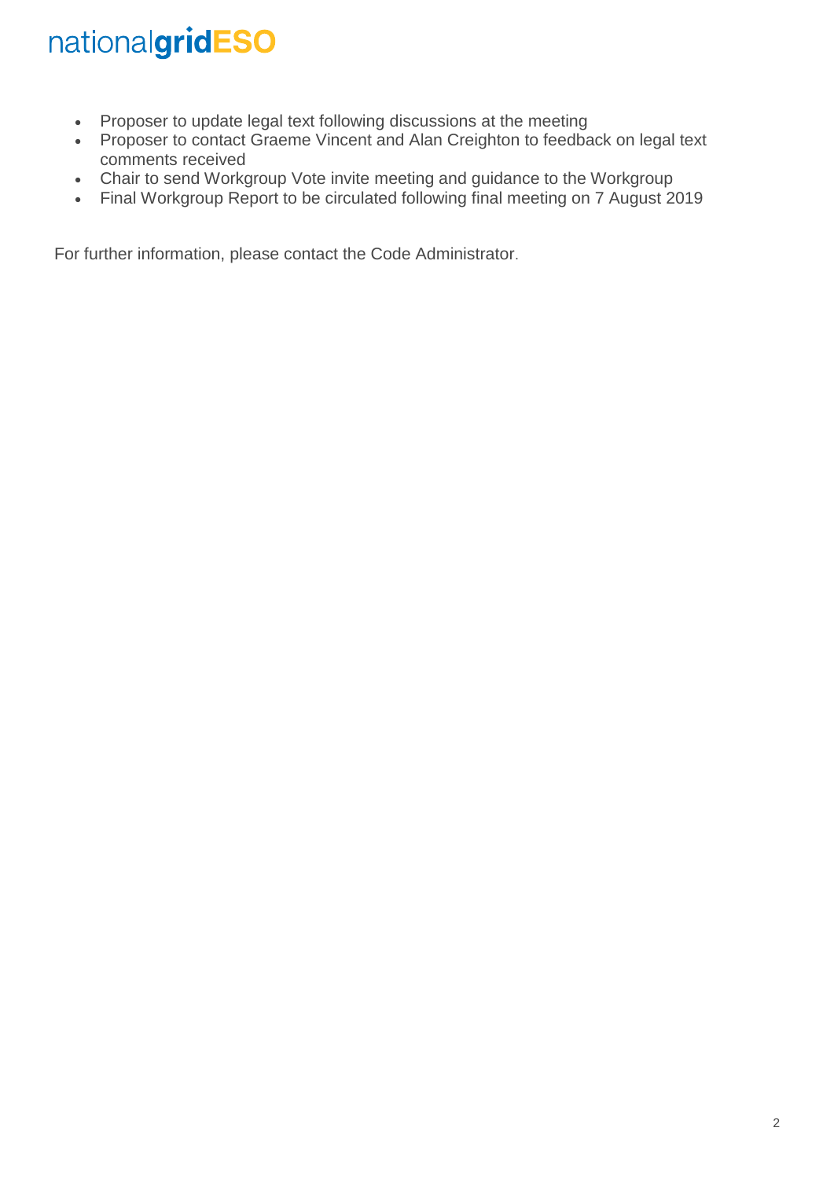- Proposer to update legal text following discussions at the meeting
- Proposer to contact Graeme Vincent and Alan Creighton to feedback on legal text comments received
- Chair to send Workgroup Vote invite meeting and guidance to the Workgroup
- Final Workgroup Report to be circulated following final meeting on 7 August 2019

For further information, please contact the Code Administrator.